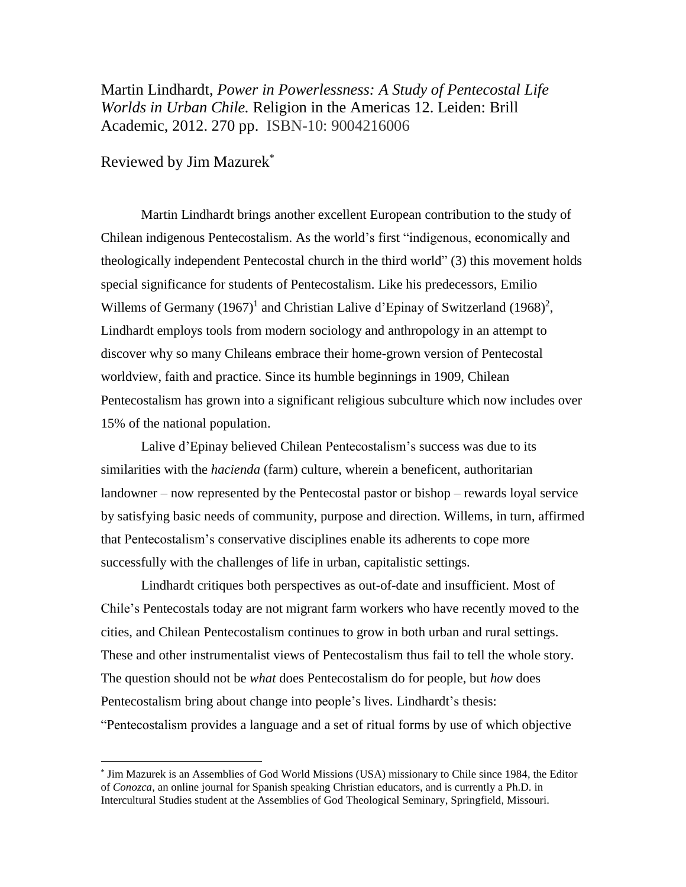Martin Lindhardt, *Power in Powerlessness: A Study of Pentecostal Life Worlds in Urban Chile.* Religion in the Americas 12. Leiden: Brill Academic, 2012. 270 pp. ISBN-10: 9004216006

Reviewed by Jim Mazurek[*]

Martin Lindhardt brings another excellent European contribution to the study of Chilean indigenous Pentecostalism. As the world's first "indigenous, economically and theologically independent Pentecostal church in the third world" (3) this movement holds special significance for students of Pentecostalism. Like his predecessors, Emilio Willems of Germany (1967)[1] and Christian Lalive d'Epinay of Switzerland (1968)[2], Lindhardt employs tools from modern sociology and anthropology in an attempt to discover why so many Chileans embrace their home-grown version of Pentecostal worldview, faith and practice. Since its humble beginnings in 1909, Chilean Pentecostalism has grown into a significant religious subculture which now includes over 15% of the national population.

Lalive d'Epinay believed Chilean Pentecostalism's success was due to its similarities with the *hacienda* (farm) culture, wherein a beneficent, authoritarian landowner – now represented by the Pentecostal pastor or bishop – rewards loyal service by satisfying basic needs of community, purpose and direction. Willems, in turn, affirmed that Pentecostalism's conservative disciplines enable its adherents to cope more successfully with the challenges of life in urban, capitalistic settings.

Lindhardt critiques both perspectives as out-of-date and insufficient. Most of Chile's Pentecostals today are not migrant farm workers who have recently moved to the cities, and Chilean Pentecostalism continues to grow in both urban and rural settings. These and other instrumentalist views of Pentecostalism thus fail to tell the whole story. The question should not be *what* does Pentecostalism do for people, but *how* does Pentecostalism bring about change into people's lives. Lindhardt's thesis: "Pentecostalism provides a language and a set of ritual forms by use of which objective

---

[*] Jim Mazurek is an Assemblies of God World Missions (USA) missionary to Chile since 1984, the Editor of *Conozca*, an online journal for Spanish speaking Christian educators, and is currently a Ph.D. in Intercultural Studies student at the Assemblies of God Theological Seminary, Springfield, Missouri.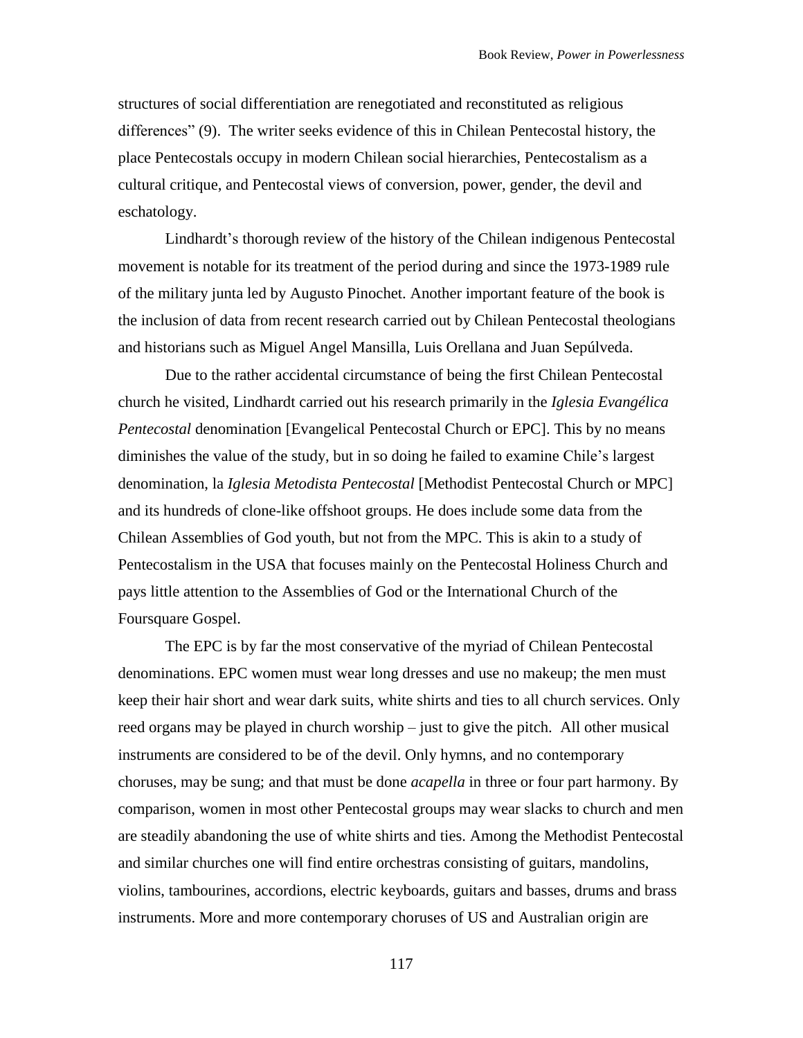structures of social differentiation are renegotiated and reconstituted as religious differences" (9). The writer seeks evidence of this in Chilean Pentecostal history, the place Pentecostals occupy in modern Chilean social hierarchies, Pentecostalism as a cultural critique, and Pentecostal views of conversion, power, gender, the devil and eschatology.

Lindhardt's thorough review of the history of the Chilean indigenous Pentecostal movement is notable for its treatment of the period during and since the 1973-1989 rule of the military junta led by Augusto Pinochet. Another important feature of the book is the inclusion of data from recent research carried out by Chilean Pentecostal theologians and historians such as Miguel Angel Mansilla, Luis Orellana and Juan Sepúlveda.

Due to the rather accidental circumstance of being the first Chilean Pentecostal church he visited, Lindhardt carried out his research primarily in the *Iglesia Evangélica Pentecostal* denomination [Evangelical Pentecostal Church or EPC]. This by no means diminishes the value of the study, but in so doing he failed to examine Chile's largest denomination, la *Iglesia Metodista Pentecostal* [Methodist Pentecostal Church or MPC] and its hundreds of clone-like offshoot groups. He does include some data from the Chilean Assemblies of God youth, but not from the MPC. This is akin to a study of Pentecostalism in the USA that focuses mainly on the Pentecostal Holiness Church and pays little attention to the Assemblies of God or the International Church of the Foursquare Gospel.

The EPC is by far the most conservative of the myriad of Chilean Pentecostal denominations. EPC women must wear long dresses and use no makeup; the men must keep their hair short and wear dark suits, white shirts and ties to all church services. Only reed organs may be played in church worship – just to give the pitch. All other musical instruments are considered to be of the devil. Only hymns, and no contemporary choruses, may be sung; and that must be done *acapella* in three or four part harmony. By comparison, women in most other Pentecostal groups may wear slacks to church and men are steadily abandoning the use of white shirts and ties. Among the Methodist Pentecostal and similar churches one will find entire orchestras consisting of guitars, mandolins, violins, tambourines, accordions, electric keyboards, guitars and basses, drums and brass instruments. More and more contemporary choruses of US and Australian origin are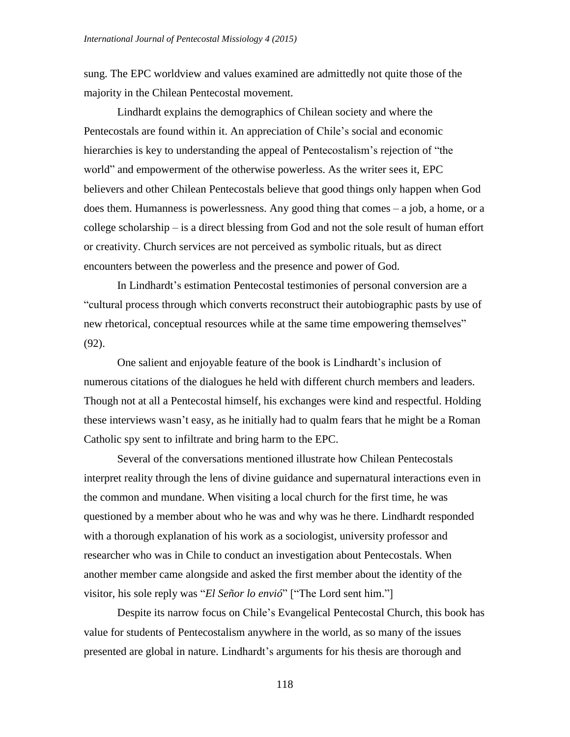sung. The EPC worldview and values examined are admittedly not quite those of the majority in the Chilean Pentecostal movement.

Lindhardt explains the demographics of Chilean society and where the Pentecostals are found within it. An appreciation of Chile's social and economic hierarchies is key to understanding the appeal of Pentecostalism's rejection of "the world" and empowerment of the otherwise powerless. As the writer sees it, EPC believers and other Chilean Pentecostals believe that good things only happen when God does them. Humanness is powerlessness. Any good thing that comes – a job, a home, or a college scholarship – is a direct blessing from God and not the sole result of human effort or creativity. Church services are not perceived as symbolic rituals, but as direct encounters between the powerless and the presence and power of God.

In Lindhardt's estimation Pentecostal testimonies of personal conversion are a "cultural process through which converts reconstruct their autobiographic pasts by use of new rhetorical, conceptual resources while at the same time empowering themselves" (92).

One salient and enjoyable feature of the book is Lindhardt's inclusion of numerous citations of the dialogues he held with different church members and leaders. Though not at all a Pentecostal himself, his exchanges were kind and respectful. Holding these interviews wasn't easy, as he initially had to qualm fears that he might be a Roman Catholic spy sent to infiltrate and bring harm to the EPC.

Several of the conversations mentioned illustrate how Chilean Pentecostals interpret reality through the lens of divine guidance and supernatural interactions even in the common and mundane. When visiting a local church for the first time, he was questioned by a member about who he was and why was he there. Lindhardt responded with a thorough explanation of his work as a sociologist, university professor and researcher who was in Chile to conduct an investigation about Pentecostals. When another member came alongside and asked the first member about the identity of the visitor, his sole reply was "*El Señor lo envió*" ["The Lord sent him."]

Despite its narrow focus on Chile's Evangelical Pentecostal Church, this book has value for students of Pentecostalism anywhere in the world, as so many of the issues presented are global in nature. Lindhardt's arguments for his thesis are thorough and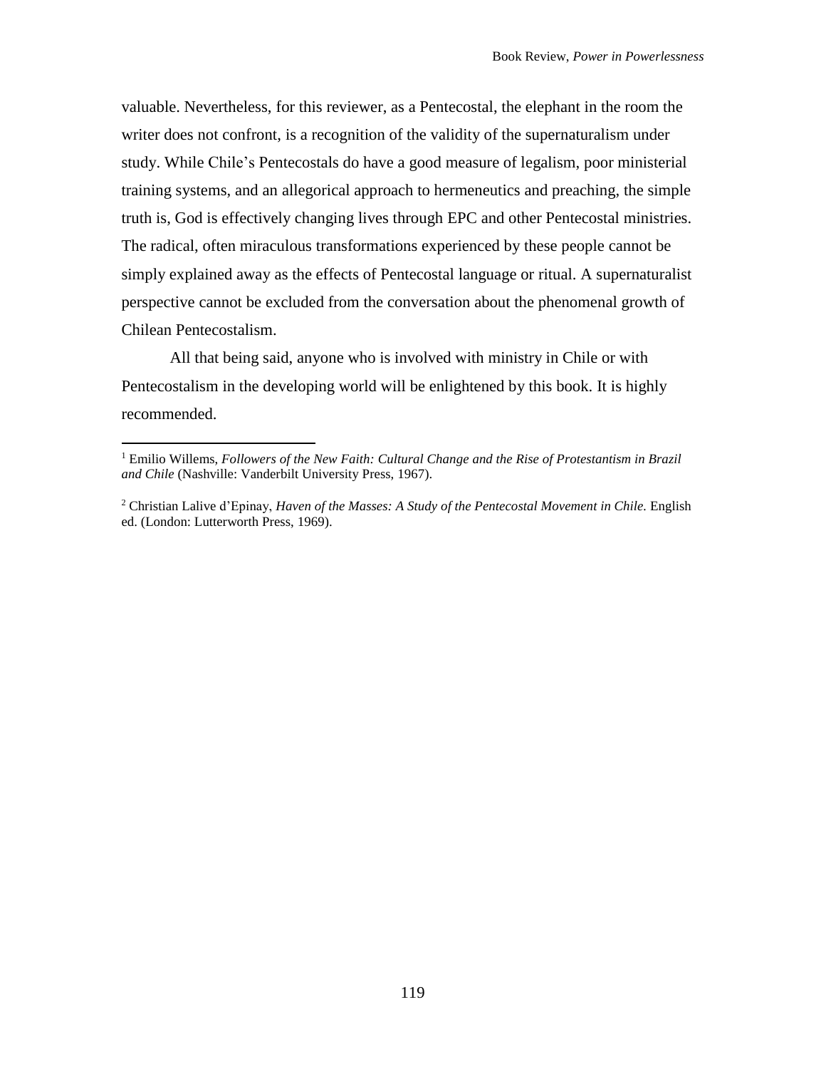valuable. Nevertheless, for this reviewer, as a Pentecostal, the elephant in the room the writer does not confront, is a recognition of the validity of the supernaturalism under study. While Chile's Pentecostals do have a good measure of legalism, poor ministerial training systems, and an allegorical approach to hermeneutics and preaching, the simple truth is, God is effectively changing lives through EPC and other Pentecostal ministries. The radical, often miraculous transformations experienced by these people cannot be simply explained away as the effects of Pentecostal language or ritual. A supernaturalist perspective cannot be excluded from the conversation about the phenomenal growth of Chilean Pentecostalism.

All that being said, anyone who is involved with ministry in Chile or with Pentecostalism in the developing world will be enlightened by this book. It is highly recommended.

---

[1] Emilio Willems, *Followers of the New Faith: Cultural Change and the Rise of Protestantism in Brazil and Chile* (Nashville: Vanderbilt University Press, 1967).

[2] Christian Lalive d'Epinay, *Haven of the Masses: A Study of the Pentecostal Movement in Chile.* English ed. (London: Lutterworth Press, 1969).